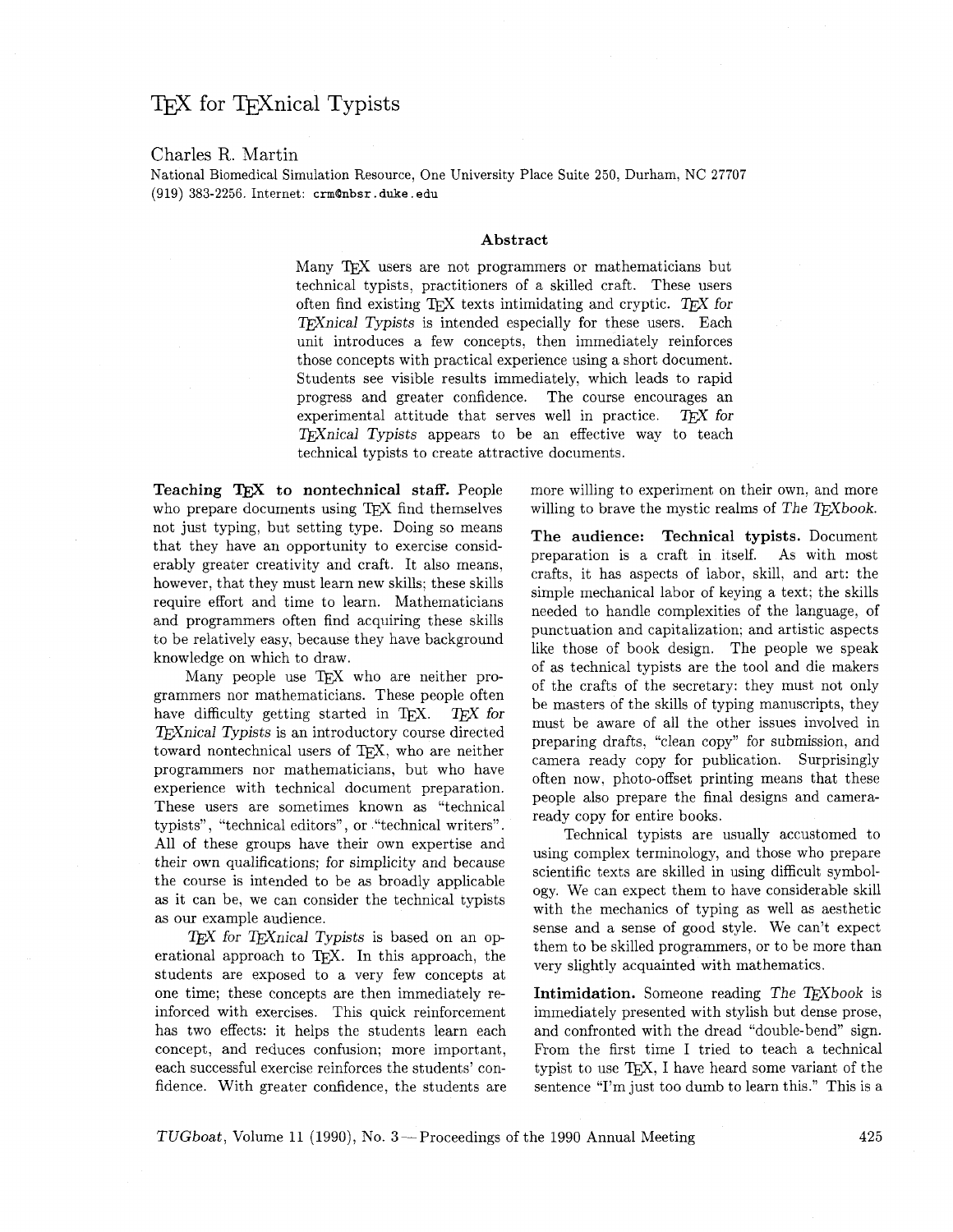# TeX for TeXnical Typists

Charles R. Martin

National Biomedical Simulation Resource, One University Place Suite 250, Durham, NC 27707
(919) 383-2256. Internet: crm@nbsr.duke.edu

## Abstract

Many TeX users are not programmers or mathematicians but technical typists, practitioners of a skilled craft. These users often find existing TeX texts intimidating and cryptic. *TeX for TeXnical Typists* is intended especially for these users. Each unit introduces a few concepts, then immediately reinforces those concepts with practical experience using a short document. Students see visible results immediately, which leads to rapid progress and greater confidence. The course encourages an experimental attitude that serves well in practice. *TeX for TeXnical Typists* appears to be an effective way to teach technical typists to create attractive documents.

**Teaching TeX to nontechnical staff.** People who prepare documents using TeX find themselves not just typing, but setting type. Doing so means that they have an opportunity to exercise considerably greater creativity and craft. It also means, however, that they must learn new skills; these skills require effort and time to learn. Mathematicians and programmers often find acquiring these skills to be relatively easy, because they have background knowledge on which to draw.

Many people use TeX who are neither programmers nor mathematicians. These people often have difficulty getting started in TeX. *TeX for TeXnical Typists* is an introductory course directed toward nontechnical users of TeX, who are neither programmers nor mathematicians, but who have experience with technical document preparation. These users are sometimes known as "technical typists", "technical editors", or "technical writers". All of these groups have their own expertise and their own qualifications; for simplicity and because the course is intended to be as broadly applicable as it can be, we can consider the technical typists as our example audience.

*TeX for TeXnical Typists* is based on an operational approach to TeX. In this approach, the students are exposed to a very few concepts at one time; these concepts are then immediately reinforced with exercises. This quick reinforcement has two effects: it helps the students learn each concept, and reduces confusion; more important, each successful exercise reinforces the students' confidence. With greater confidence, the students are more willing to experiment on their own, and more willing to brave the mystic realms of *The TeXbook*.

**The audience: Technical typists.** Document preparation is a craft in itself. As with most crafts, it has aspects of labor, skill, and art: the simple mechanical labor of keying a text; the skills needed to handle complexities of the language, of punctuation and capitalization; and artistic aspects like those of book design. The people we speak of as technical typists are the tool and die makers of the crafts of the secretary: they must not only be masters of the skills of typing manuscripts, they must be aware of all the other issues involved in preparing drafts, "clean copy" for submission, and camera ready copy for publication. Surprisingly often now, photo-offset printing means that these people also prepare the final designs and camera-ready copy for entire books.

Technical typists are usually accustomed to using complex terminology, and those who prepare scientific texts are skilled in using difficult symbology. We can expect them to have considerable skill with the mechanics of typing as well as aesthetic sense and a sense of good style. We can't expect them to be skilled programmers, or to be more than very slightly acquainted with mathematics.

**Intimidation.** Someone reading *The TeXbook* is immediately presented with stylish but dense prose, and confronted with the dread "double-bend" sign. From the first time I tried to teach a technical typist to use TeX, I have heard some variant of the sentence "I'm just too dumb to learn this." This is a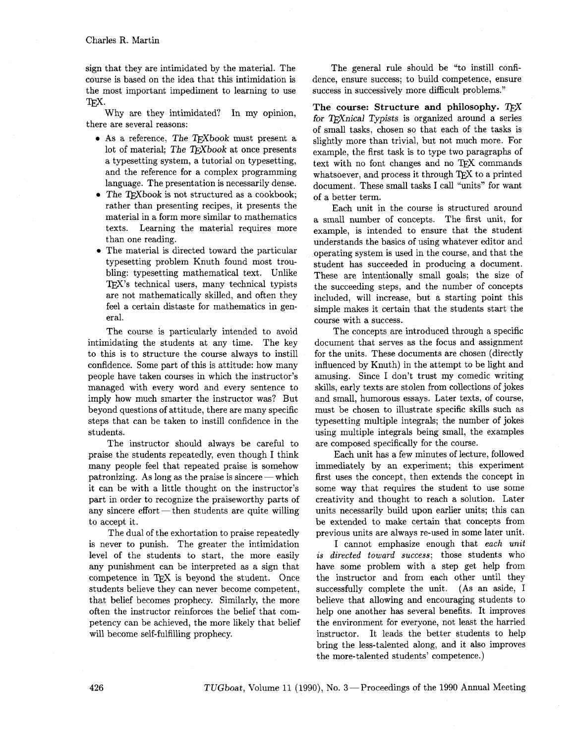sign that they are intimidated by the material. The course is based on the idea that this intimidation is the most important impediment to learning to use TeX.

Why are they intimidated? In my opinion, there are several reasons:

- As a reference, *The TeXbook* must present a lot of material; *The TeXbook* at once presents a typesetting system, a tutorial on typesetting, and the reference for a complex programming language. The presentation is necessarily dense.
- *The TeXbook* is not structured as a cookbook; rather than presenting recipes, it presents the material in a form more similar to mathematics texts. Learning the material requires more than one reading.
- The material is directed toward the particular typesetting problem Knuth found most troubling: typesetting mathematical text. Unlike TeX's technical users, many technical typists are not mathematically skilled, and often they feel a certain distaste for mathematics in general.

The course is particularly intended to avoid intimidating the students at any time. The key to this is to structure the course always to instill confidence. Some part of this is attitude: how many people have taken courses in which the instructor's managed with every word and every sentence to imply how much smarter the instructor was? But beyond questions of attitude, there are many specific steps that can be taken to instill confidence in the students.

The instructor should always be careful to praise the students repeatedly, even though I think many people feel that repeated praise is somehow patronizing. As long as the praise is sincere — which it can be with a little thought on the instructor's part in order to recognize the praiseworthy parts of any sincere effort — then students are quite willing to accept it.

The dual of the exhortation to praise repeatedly is never to punish. The greater the intimidation level of the students to start, the more easily any punishment can be interpreted as a sign that competence in TeX is beyond the student. Once students believe they can never become competent, that belief becomes prophecy. Similarly, the more often the instructor reinforces the belief that competency can be achieved, the more likely that belief will become self-fulfilling prophecy.

The general rule should be "to instill confidence, ensure success; to build competence, ensure success in successively more difficult problems."

**The course: Structure and philosophy.** *TeX for TeXnical Typists* is organized around a series of small tasks, chosen so that each of the tasks is slightly more than trivial, but not much more. For example, the first task is to type two paragraphs of text with no font changes and no TeX commands whatsoever, and process it through TeX to a printed document. These small tasks I call "units" for want of a better term.

Each unit in the course is structured around a small number of concepts. The first unit, for example, is intended to ensure that the student understands the basics of using whatever editor and operating system is used in the course, and that the student has succeeded in producing a document. These are intentionally small goals; the size of the succeeding steps, and the number of concepts included, will increase, but a starting point this simple makes it certain that the students start the course with a success.

The concepts are introduced through a specific document that serves as the focus and assignment for the units. These documents are chosen (directly influenced by Knuth) in the attempt to be light and amusing. Since I don't trust my comedic writing skills, early texts are stolen from collections of jokes and small, humorous essays. Later texts, of course, must be chosen to illustrate specific skills such as typesetting multiple integrals; the number of jokes using multiple integrals being small, the examples are composed specifically for the course.

Each unit has a few minutes of lecture, followed immediately by an experiment; this experiment first uses the concept, then extends the concept in some way that requires the student to use some creativity and thought to reach a solution. Later units necessarily build upon earlier units; this can be extended to make certain that concepts from previous units are always re-used in some later unit.

I cannot emphasize enough that *each unit is directed toward success*; those students who have some problem with a step get help from the instructor and from each other until they successfully complete the unit. (As an aside, I believe that allowing and encouraging students to help one another has several benefits. It improves the environment for everyone, not least the harried instructor. It leads the better students to help bring the less-talented along, and it also improves the more-talented students' competence.)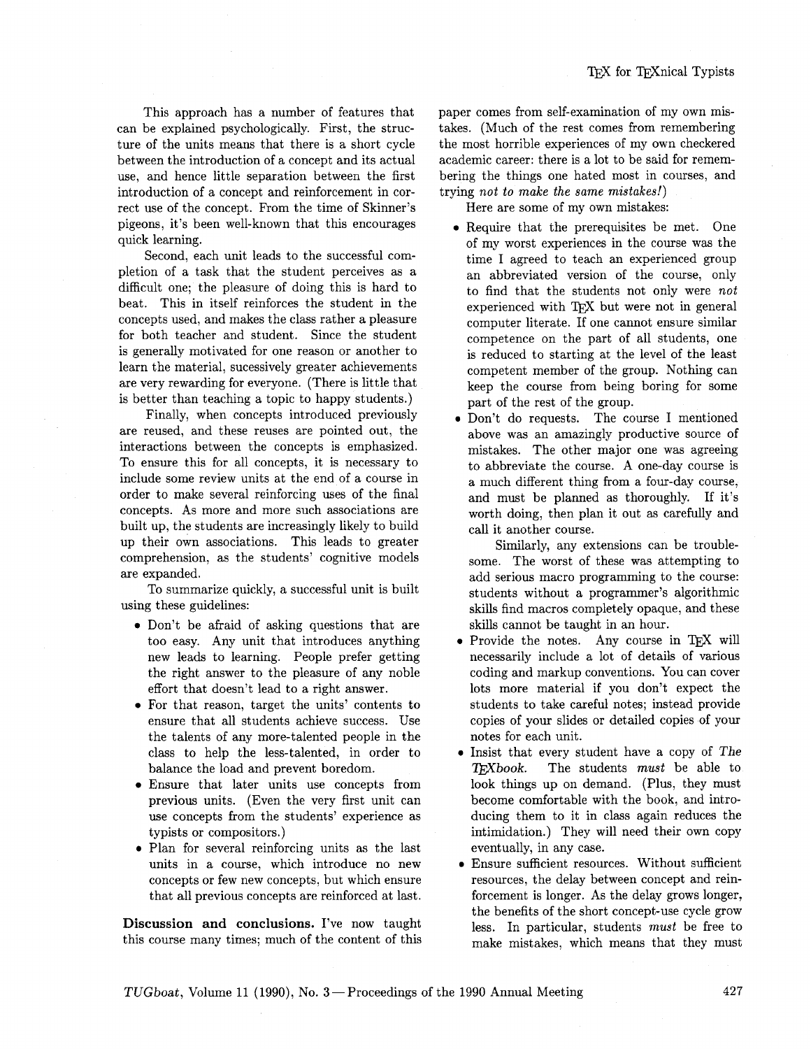This approach has a number of features that can be explained psychologically. First, the structure of the units means that there is a short cycle between the introduction of a concept and its actual use, and hence little separation between the first introduction of a concept and reinforcement in correct use of the concept. From the time of Skinner's pigeons, it's been well-known that this encourages quick learning.

Second, each unit leads to the successful completion of a task that the student perceives as a difficult one; the pleasure of doing this is hard to beat. This in itself reinforces the student in the concepts used, and makes the class rather a pleasure for both teacher and student. Since the student is generally motivated for one reason or another to learn the material, sucessively greater achievements are very rewarding for everyone. (There is little that is better than teaching a topic to happy students.)

Finally, when concepts introduced previously are reused, and these reuses are pointed out, the interactions between the concepts is emphasized. To ensure this for all concepts, it is necessary to include some review units at the end of a course in order to make several reinforcing uses of the final concepts. As more and more such associations are built up, the students are increasingly likely to build up their own associations. This leads to greater comprehension, as the students' cognitive models are expanded.

To summarize quickly, a successful unit is built using these guidelines:

- Don't be afraid of asking questions that are too easy. Any unit that introduces anything new leads to learning. People prefer getting the right answer to the pleasure of any noble effort that doesn't lead to a right answer.
- For that reason, target the units' contents to ensure that all students achieve success. Use the talents of any more-talented people in the class to help the less-talented, in order to balance the load and prevent boredom.
- Ensure that later units use concepts from previous units. (Even the very first unit can use concepts from the students' experience as typists or compositors.)
- Plan for several reinforcing units as the last units in a course, which introduce no new concepts or few new concepts, but which ensure that all previous concepts are reinforced at last.

**Discussion and conclusions.** I've now taught this course many times; much of the content of this paper comes from self-examination of my own mistakes. (Much of the rest comes from remembering the most horrible experiences of my own checkered academic career: there is a lot to be said for remembering the things one hated most in courses, and trying *not to make the same mistakes!*)

Here are some of my own mistakes:

- Require that the prerequisites be met. One of my worst experiences in the course was the time I agreed to teach an experienced group an abbreviated version of the course, only to find that the students not only were *not* experienced with TeX but were not in general computer literate. If one cannot ensure similar competence on the part of all students, one is reduced to starting at the level of the least competent member of the group. Nothing can keep the course from being boring for some part of the rest of the group.
- Don't do requests. The course I mentioned above was an amazingly productive source of mistakes. The other major one was agreeing to abbreviate the course. A one-day course is a much different thing from a four-day course, and must be planned as thoroughly. If it's worth doing, then plan it out as carefully and call it another course.

  Similarly, any extensions can be troublesome. The worst of these was attempting to add serious macro programming to the course: students without a programmer's algorithmic skills find macros completely opaque, and these skills cannot be taught in an hour.
- Provide the notes. Any course in TeX will necessarily include a lot of details of various coding and markup conventions. You can cover lots more material if you don't expect the students to take careful notes; instead provide copies of your slides or detailed copies of your notes for each unit.
- Insist that every student have a copy of *The TeXbook*. The students *must* be able to look things up on demand. (Plus, they must become comfortable with the book, and introducing them to it in class again reduces the intimidation.) They will need their own copy eventually, in any case.
- Ensure sufficient resources. Without sufficient resources, the delay between concept and reinforcement is longer. As the delay grows longer, the benefits of the short concept-use cycle grow less. In particular, students *must* be free to make mistakes, which means that they must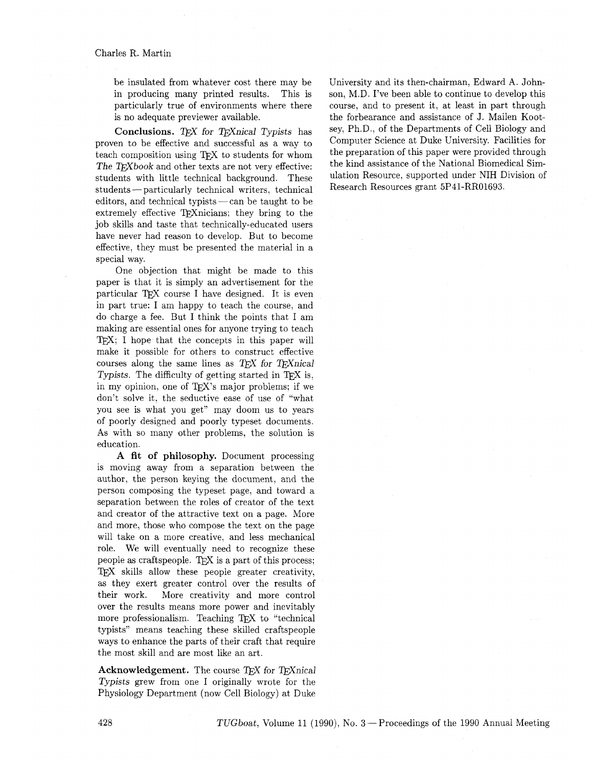be insulated from whatever cost there may be in producing many printed results. This is particularly true of environments where there is no adequate previewer available.

**Conclusions.** *TeX for TeXnical Typists* has proven to be effective and successful as a way to teach composition using TeX to students for whom *The TeXbook* and other texts are not very effective: students with little technical background. These students — particularly technical writers, technical editors, and technical typists — can be taught to be extremely effective TeXnicians; they bring to the job skills and taste that technically-educated users have never had reason to develop. But to become effective, they must be presented the material in a special way.

One objection that might be made to this paper is that it is simply an advertisement for the particular TeX course I have designed. It is even in part true: I am happy to teach the course, and do charge a fee. But I think the points that I am making are essential ones for anyone trying to teach TeX; I hope that the concepts in this paper will make it possible for others to construct effective courses along the same lines as *TeX for TeXnical Typists*. The difficulty of getting started in TeX is, in my opinion, one of TeX's major problems; if we don't solve it, the seductive ease of use of "what you see is what you get" may doom us to years of poorly designed and poorly typeset documents. As with so many other problems, the solution is education.

**A fit of philosophy.** Document processing is moving away from a separation between the author, the person keying the document, and the person composing the typeset page, and toward a separation between the roles of creator of the text and creator of the attractive text on a page. More and more, those who compose the text on the page will take on a more creative, and less mechanical role. We will eventually need to recognize these people as craftspeople. TeX is a part of this process; TeX skills allow these people greater creativity, as they exert greater control over the results of their work. More creativity and more control over the results means more power and inevitably more professionalism. Teaching TeX to "technical typists" means teaching these skilled craftspeople ways to enhance the parts of their craft that require the most skill and are most like an art.

**Acknowledgement.** The course *TeX for TeXnical Typists* grew from one I originally wrote for the Physiology Department (now Cell Biology) at Duke University and its then-chairman, Edward A. Johnson, M.D. I've been able to continue to develop this course, and to present it, at least in part through the forbearance and assistance of J. Mailen Kootsey, Ph.D., of the Departments of Cell Biology and Computer Science at Duke University. Facilities for the preparation of this paper were provided through the kind assistance of the National Biomedical Simulation Resource, supported under NIH Division of Research Resources grant 5P41-RR01693.